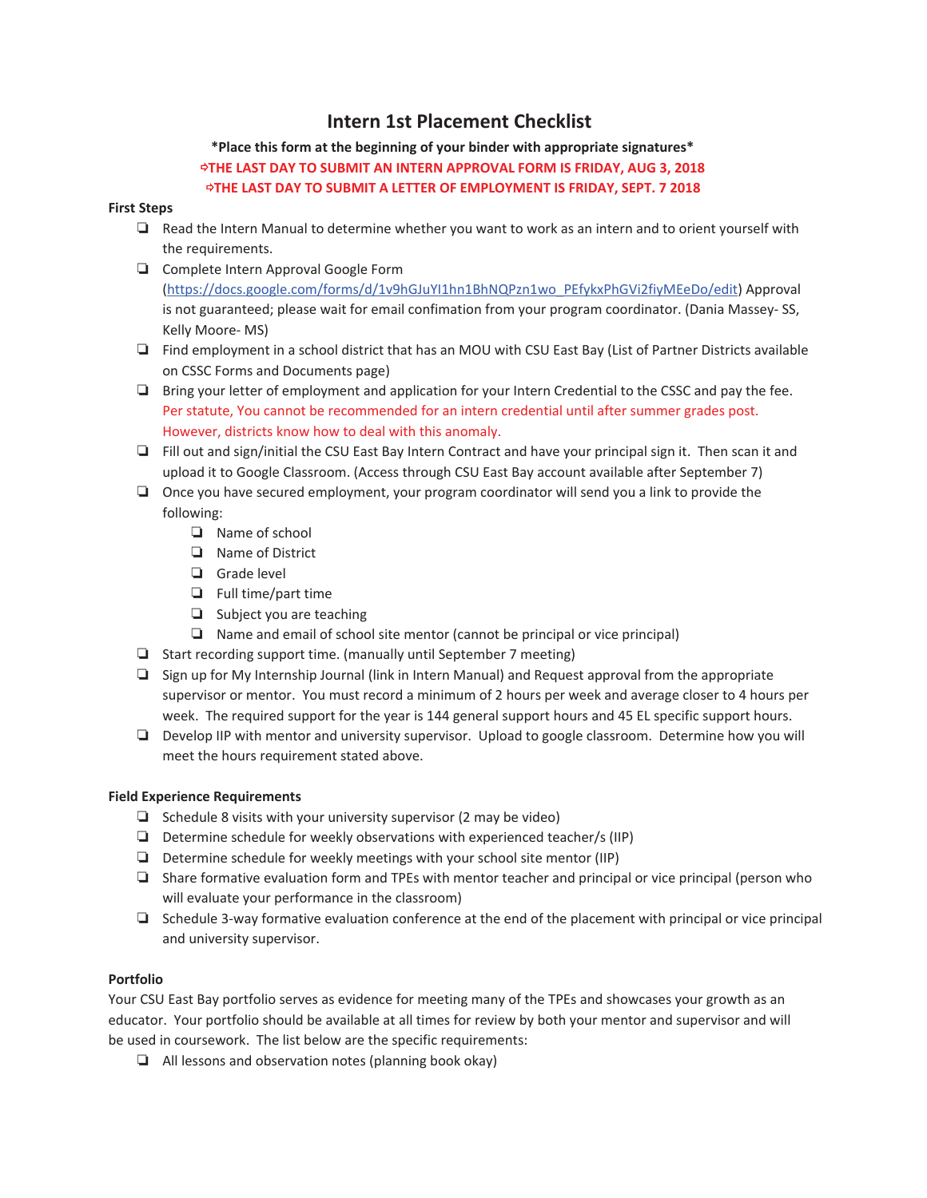# Intern 1st Placement Checklist

**\*Place this form at the beginning of your binder with appropriate signatures\***

**⇨THE LAST DAY TO SUBMIT AN INTERN APPROVAL FORM IS FRIDAY, AUG 3, 2018**

**⇨THE LAST DAY TO SUBMIT A LETTER OF EMPLOYMENT IS FRIDAY, SEPT. 7 2018**

**First Steps**

- ❑ Read the Intern Manual to determine whether you want to work as an intern and to orient yourself with the requirements.
- ❑ Complete Intern Approval Google Form (https://docs.google.com/forms/d/1v9hGJuYI1hn1BhNQPzn1wo_PEfykxPhGVi2fiyMEeDo/edit) Approval is not guaranteed; please wait for email confimation from your program coordinator. (Dania Massey- SS, Kelly Moore- MS)
- ❑ Find employment in a school district that has an MOU with CSU East Bay (List of Partner Districts available on CSSC Forms and Documents page)
- ❑ Bring your letter of employment and application for your Intern Credential to the CSSC and pay the fee. Per statute, You cannot be recommended for an intern credential until after summer grades post. However, districts know how to deal with this anomaly.
- ❑ Fill out and sign/initial the CSU East Bay Intern Contract and have your principal sign it. Then scan it and upload it to Google Classroom. (Access through CSU East Bay account available after September 7)
- ❑ Once you have secured employment, your program coordinator will send you a link to provide the following:
  - ❑ Name of school
  - ❑ Name of District
  - ❑ Grade level
  - ❑ Full time/part time
  - ❑ Subject you are teaching
  - ❑ Name and email of school site mentor (cannot be principal or vice principal)
- ❑ Start recording support time. (manually until September 7 meeting)
- ❑ Sign up for My Internship Journal (link in Intern Manual) and Request approval from the appropriate supervisor or mentor. You must record a minimum of 2 hours per week and average closer to 4 hours per week. The required support for the year is 144 general support hours and 45 EL specific support hours.
- ❑ Develop IIP with mentor and university supervisor. Upload to google classroom. Determine how you will meet the hours requirement stated above.

**Field Experience Requirements**

- ❑ Schedule 8 visits with your university supervisor (2 may be video)
- ❑ Determine schedule for weekly observations with experienced teacher/s (IIP)
- ❑ Determine schedule for weekly meetings with your school site mentor (IIP)
- ❑ Share formative evaluation form and TPEs with mentor teacher and principal or vice principal (person who will evaluate your performance in the classroom)
- ❑ Schedule 3-way formative evaluation conference at the end of the placement with principal or vice principal and university supervisor.

**Portfolio**

Your CSU East Bay portfolio serves as evidence for meeting many of the TPEs and showcases your growth as an educator. Your portfolio should be available at all times for review by both your mentor and supervisor and will be used in coursework. The list below are the specific requirements:

- ❑ All lessons and observation notes (planning book okay)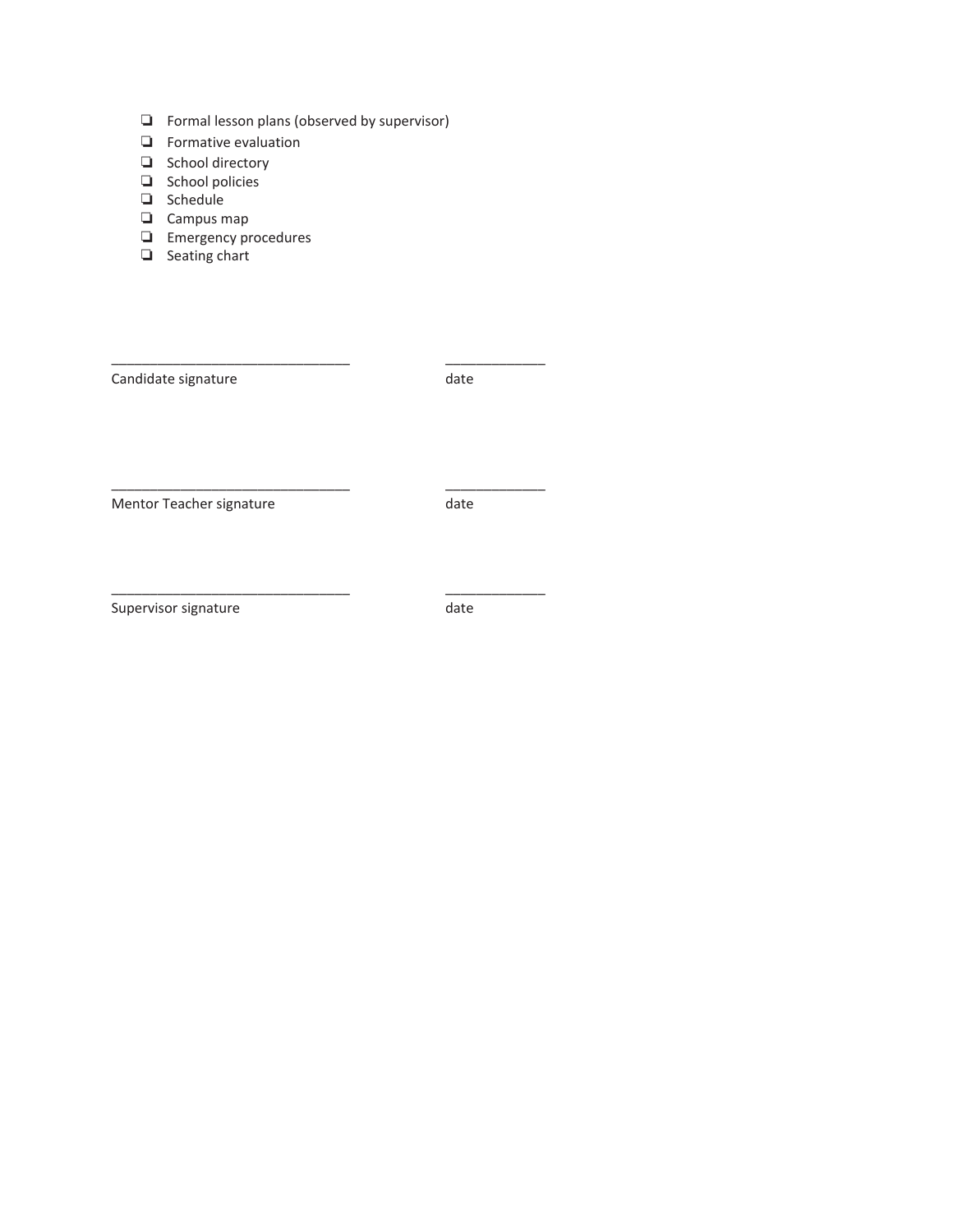- ❏ Formal lesson plans (observed by supervisor)
- ❏ Formative evaluation
- ❏ School directory
- ❏ School policies
- ❏ Schedule
- ❏ Campus map
- ❏ Emergency procedures
- ❏ Seating chart

_______________________________ _____________
Candidate signature date

_______________________________ _____________
Mentor Teacher signature date

_______________________________ _____________
Supervisor signature date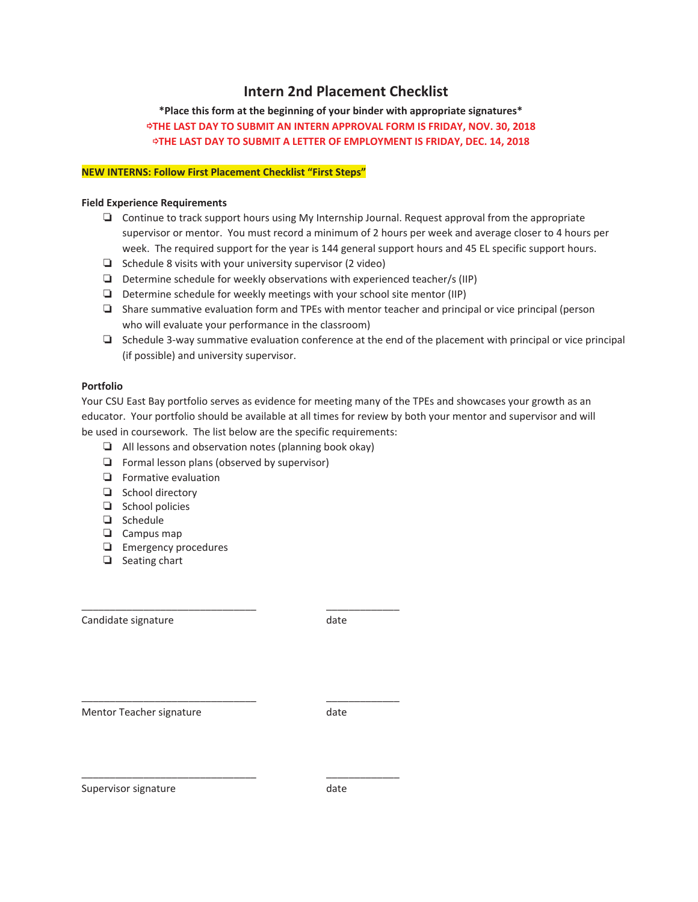# Intern 2nd Placement Checklist

**\*Place this form at the beginning of your binder with appropriate signatures\***

**➪THE LAST DAY TO SUBMIT AN INTERN APPROVAL FORM IS FRIDAY, NOV. 30, 2018**

**➪THE LAST DAY TO SUBMIT A LETTER OF EMPLOYMENT IS FRIDAY, DEC. 14, 2018**

**NEW INTERNS: Follow First Placement Checklist "First Steps"**

**Field Experience Requirements**

- ❏ Continue to track support hours using My Internship Journal. Request approval from the appropriate supervisor or mentor. You must record a minimum of 2 hours per week and average closer to 4 hours per week. The required support for the year is 144 general support hours and 45 EL specific support hours.
- ❏ Schedule 8 visits with your university supervisor (2 video)
- ❏ Determine schedule for weekly observations with experienced teacher/s (IIP)
- ❏ Determine schedule for weekly meetings with your school site mentor (IIP)
- ❏ Share summative evaluation form and TPEs with mentor teacher and principal or vice principal (person who will evaluate your performance in the classroom)
- ❏ Schedule 3-way summative evaluation conference at the end of the placement with principal or vice principal (if possible) and university supervisor.

**Portfolio**

Your CSU East Bay portfolio serves as evidence for meeting many of the TPEs and showcases your growth as an educator. Your portfolio should be available at all times for review by both your mentor and supervisor and will be used in coursework. The list below are the specific requirements:

- ❏ All lessons and observation notes (planning book okay)
- ❏ Formal lesson plans (observed by supervisor)
- ❏ Formative evaluation
- ❏ School directory
- ❏ School policies
- ❏ Schedule
- ❏ Campus map
- ❏ Emergency procedures
- ❏ Seating chart

_______________________________ ____________

Candidate signature date

_______________________________ ____________

Mentor Teacher signature date

_______________________________ ____________

Supervisor signature date